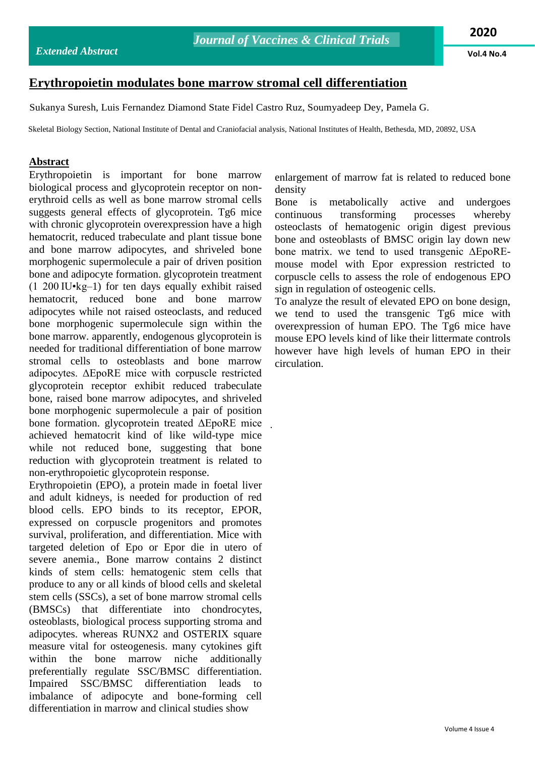# Erythropoietin modulates bone marrow stromal cell differentiation

Sukanya Suresh, Luis Fernandez Diamond State Fidel Castro Ruz, Soumyadeep Dey, Pamela G.

Skeletal Biology Section, National Institute of Dental and Craniofacial analysis, National Institutes of Health, Bethesda, MD, 20892, USA

## Abstract

Erythropoietin is important for bone marrow biological process and glycoprotein receptor on non-erythroid cells as well as bone marrow stromal cells suggests general effects of glycoprotein. Tg6 mice with chronic glycoprotein overexpression have a high hematocrit, reduced trabeculate and plant tissue bone and bone marrow adipocytes, and shriveled bone morphogenic supermolecule a pair of driven position bone and adipocyte formation. glycoprotein treatment (1 200 IU•kg–1) for ten days equally exhibit raised hematocrit, reduced bone and bone marrow adipocytes while not raised osteoclasts, and reduced bone morphogenic supermolecule sign within the bone marrow. apparently, endogenous glycoprotein is needed for traditional differentiation of bone marrow stromal cells to osteoblasts and bone marrow adipocytes. ΔEpoRE mice with corpuscle restricted glycoprotein receptor exhibit reduced trabeculate bone, raised bone marrow adipocytes, and shriveled bone morphogenic supermolecule a pair of position bone formation. glycoprotein treated ΔEpoRE mice achieved hematocrit kind of like wild-type mice while not reduced bone, suggesting that bone reduction with glycoprotein treatment is related to non-erythropoietic glycoprotein response.

Erythropoietin (EPO), a protein made in foetal liver and adult kidneys, is needed for production of red blood cells. EPO binds to its receptor, EPOR, expressed on corpuscle progenitors and promotes survival, proliferation, and differentiation. Mice with targeted deletion of Epo or Epor die in utero of severe anemia., Bone marrow contains 2 distinct kinds of stem cells: hematogenic stem cells that produce to any or all kinds of blood cells and skeletal stem cells (SSCs), a set of bone marrow stromal cells (BMSCs) that differentiate into chondrocytes, osteoblasts, biological process supporting stroma and adipocytes. whereas RUNX2 and OSTERIX square measure vital for osteogenesis. many cytokines gift within the bone marrow niche additionally preferentially regulate SSC/BMSC differentiation. Impaired SSC/BMSC differentiation leads to imbalance of adipocyte and bone-forming cell differentiation in marrow and clinical studies show enlargement of marrow fat is related to reduced bone density

Bone is metabolically active and undergoes continuous transforming processes whereby osteoclasts of hematogenic origin digest previous bone and osteoblasts of BMSC origin lay down new bone matrix. we tend to used transgenic ΔEpoRE-mouse model with Epor expression restricted to corpuscle cells to assess the role of endogenous EPO sign in regulation of osteogenic cells.

To analyze the result of elevated EPO on bone design, we tend to used the transgenic Tg6 mice with overexpression of human EPO. The Tg6 mice have mouse EPO levels kind of like their littermate controls however have high levels of human EPO in their circulation.